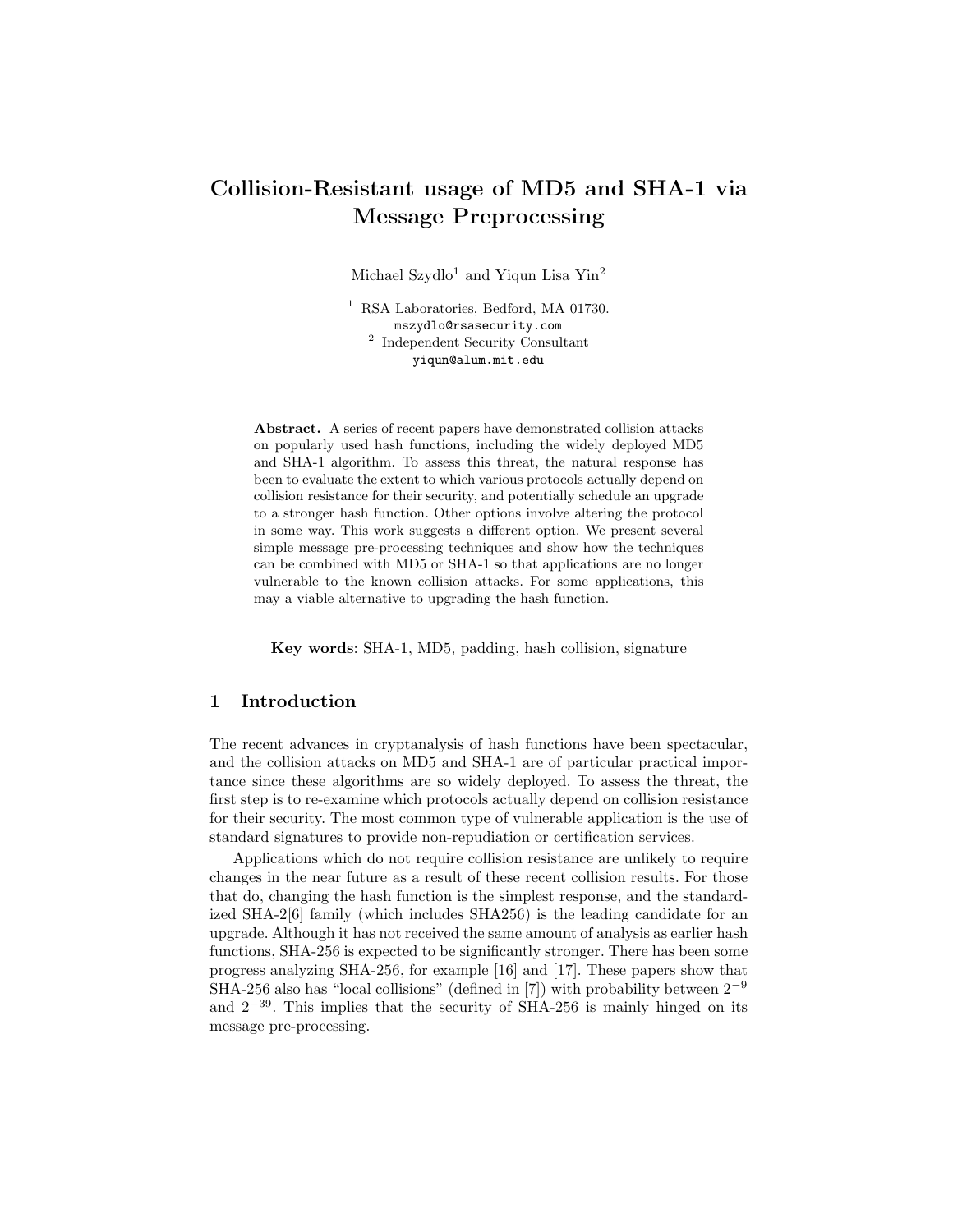# Collision-Resistant usage of MD5 and SHA-1 via Message Preprocessing

Michael Szydlo[1] and Yiqun Lisa Yin[2]

[1] RSA Laboratories, Bedford, MA 01730.
mszydlo@rsasecurity.com
[2] Independent Security Consultant
yiqun@alum.mit.edu

**Abstract.** A series of recent papers have demonstrated collision attacks on popularly used hash functions, including the widely deployed MD5 and SHA-1 algorithm. To assess this threat, the natural response has been to evaluate the extent to which various protocols actually depend on collision resistance for their security, and potentially schedule an upgrade to a stronger hash function. Other options involve altering the protocol in some way. This work suggests a different option. We present several simple message pre-processing techniques and show how the techniques can be combined with MD5 or SHA-1 so that applications are no longer vulnerable to the known collision attacks. For some applications, this may a viable alternative to upgrading the hash function.

**Key words**: SHA-1, MD5, padding, hash collision, signature

## 1 Introduction

The recent advances in cryptanalysis of hash functions have been spectacular, and the collision attacks on MD5 and SHA-1 are of particular practical importance since these algorithms are so widely deployed. To assess the threat, the first step is to re-examine which protocols actually depend on collision resistance for their security. The most common type of vulnerable application is the use of standard signatures to provide non-repudiation or certification services.

Applications which do not require collision resistance are unlikely to require changes in the near future as a result of these recent collision results. For those that do, changing the hash function is the simplest response, and the standardized SHA-2[6] family (which includes SHA256) is the leading candidate for an upgrade. Although it has not received the same amount of analysis as earlier hash functions, SHA-256 is expected to be significantly stronger. There has been some progress analyzing SHA-256, for example [16] and [17]. These papers show that SHA-256 also has "local collisions" (defined in [7]) with probability between $2^{-9}$ and $2^{-39}$. This implies that the security of SHA-256 is mainly hinged on its message pre-processing.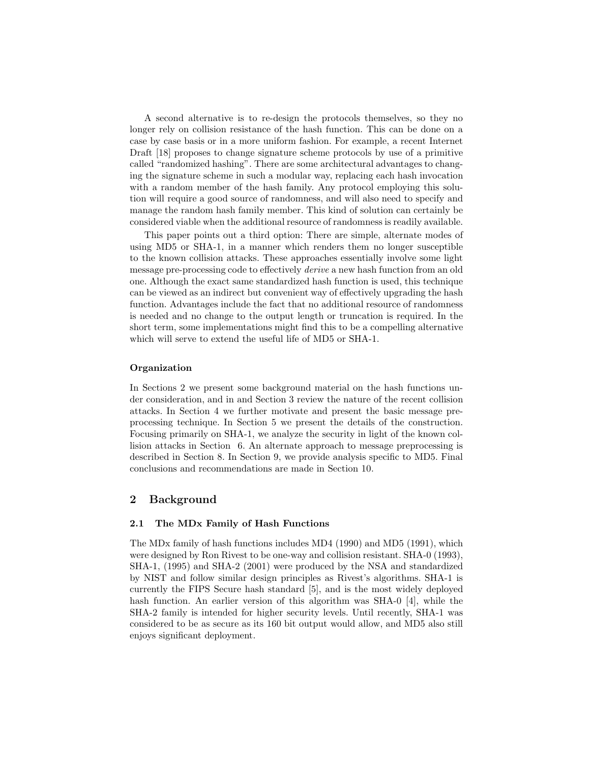A second alternative is to re-design the protocols themselves, so they no longer rely on collision resistance of the hash function. This can be done on a case by case basis or in a more uniform fashion. For example, a recent Internet Draft [18] proposes to change signature scheme protocols by use of a primitive called "randomized hashing". There are some architectural advantages to changing the signature scheme in such a modular way, replacing each hash invocation with a random member of the hash family. Any protocol employing this solution will require a good source of randomness, and will also need to specify and manage the random hash family member. This kind of solution can certainly be considered viable when the additional resource of randomness is readily available.

This paper points out a third option: There are simple, alternate modes of using MD5 or SHA-1, in a manner which renders them no longer susceptible to the known collision attacks. These approaches essentially involve some light message pre-processing code to effectively *derive* a new hash function from an old one. Although the exact same standardized hash function is used, this technique can be viewed as an indirect but convenient way of effectively upgrading the hash function. Advantages include the fact that no additional resource of randomness is needed and no change to the output length or truncation is required. In the short term, some implementations might find this to be a compelling alternative which will serve to extend the useful life of MD5 or SHA-1.

### Organization

In Sections 2 we present some background material on the hash functions under consideration, and in and Section 3 review the nature of the recent collision attacks. In Section 4 we further motivate and present the basic message preprocessing technique. In Section 5 we present the details of the construction. Focusing primarily on SHA-1, we analyze the security in light of the known collision attacks in Section 6. An alternate approach to message preprocessing is described in Section 8. In Section 9, we provide analysis specific to MD5. Final conclusions and recommendations are made in Section 10.

## 2 Background

### 2.1 The MDx Family of Hash Functions

The MDx family of hash functions includes MD4 (1990) and MD5 (1991), which were designed by Ron Rivest to be one-way and collision resistant. SHA-0 (1993), SHA-1, (1995) and SHA-2 (2001) were produced by the NSA and standardized by NIST and follow similar design principles as Rivest's algorithms. SHA-1 is currently the FIPS Secure hash standard [5], and is the most widely deployed hash function. An earlier version of this algorithm was SHA-0 [4], while the SHA-2 family is intended for higher security levels. Until recently, SHA-1 was considered to be as secure as its 160 bit output would allow, and MD5 also still enjoys significant deployment.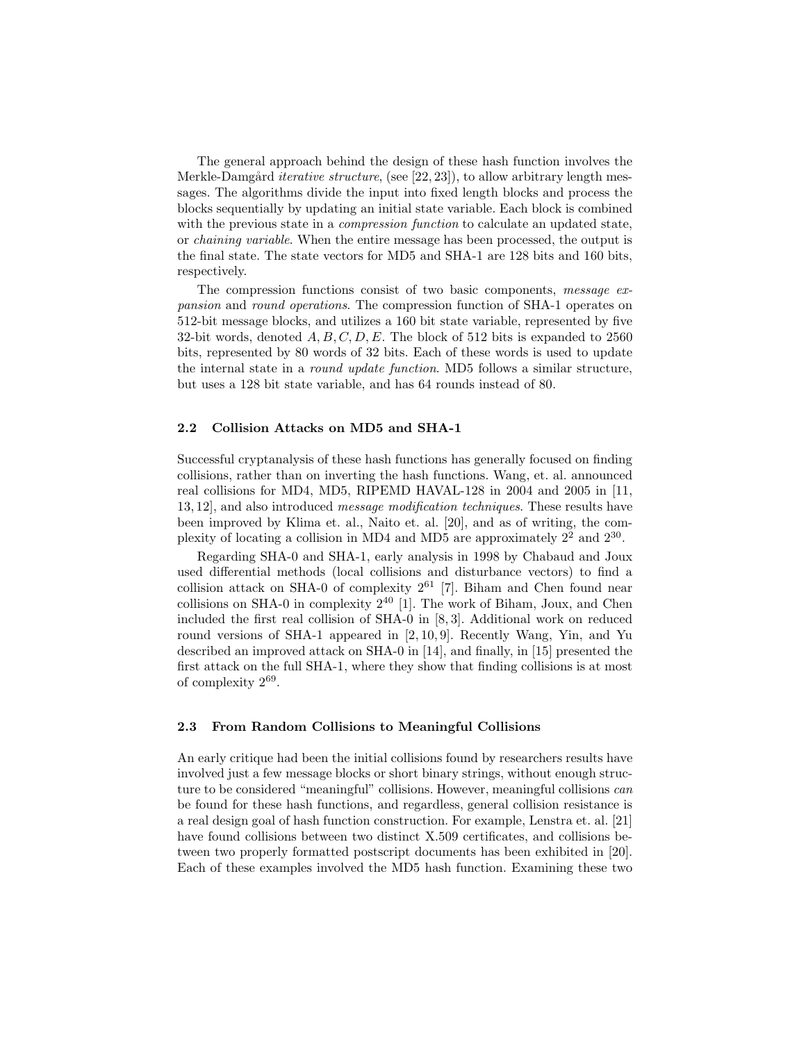The general approach behind the design of these hash function involves the Merkle-Damgård *iterative structure*, (see [22, 23]), to allow arbitrary length messages. The algorithms divide the input into fixed length blocks and process the blocks sequentially by updating an initial state variable. Each block is combined with the previous state in a *compression function* to calculate an updated state, or *chaining variable*. When the entire message has been processed, the output is the final state. The state vectors for MD5 and SHA-1 are 128 bits and 160 bits, respectively.

The compression functions consist of two basic components, *message expansion* and *round operations*. The compression function of SHA-1 operates on 512-bit message blocks, and utilizes a 160 bit state variable, represented by five 32-bit words, denoted $A, B, C, D, E$. The block of 512 bits is expanded to 2560 bits, represented by 80 words of 32 bits. Each of these words is used to update the internal state in a *round update function*. MD5 follows a similar structure, but uses a 128 bit state variable, and has 64 rounds instead of 80.

### 2.2 Collision Attacks on MD5 and SHA-1

Successful cryptanalysis of these hash functions has generally focused on finding collisions, rather than on inverting the hash functions. Wang, et. al. announced real collisions for MD4, MD5, RIPEMD HAVAL-128 in 2004 and 2005 in [11, 13, 12], and also introduced *message modification techniques*. These results have been improved by Klima et. al., Naito et. al. [20], and as of writing, the complexity of locating a collision in MD4 and MD5 are approximately $2^2$ and $2^{30}$.

Regarding SHA-0 and SHA-1, early analysis in 1998 by Chabaud and Joux used differential methods (local collisions and disturbance vectors) to find a collision attack on SHA-0 of complexity $2^{61}$ [7]. Biham and Chen found near collisions on SHA-0 in complexity $2^{40}$ [1]. The work of Biham, Joux, and Chen included the first real collision of SHA-0 in [8, 3]. Additional work on reduced round versions of SHA-1 appeared in [2, 10, 9]. Recently Wang, Yin, and Yu described an improved attack on SHA-0 in [14], and finally, in [15] presented the first attack on the full SHA-1, where they show that finding collisions is at most of complexity $2^{69}$.

### 2.3 From Random Collisions to Meaningful Collisions

An early critique had been the initial collisions found by researchers results have involved just a few message blocks or short binary strings, without enough structure to be considered "meaningful" collisions. However, meaningful collisions *can* be found for these hash functions, and regardless, general collision resistance is a real design goal of hash function construction. For example, Lenstra et. al. [21] have found collisions between two distinct X.509 certificates, and collisions between two properly formatted postscript documents has been exhibited in [20]. Each of these examples involved the MD5 hash function. Examining these two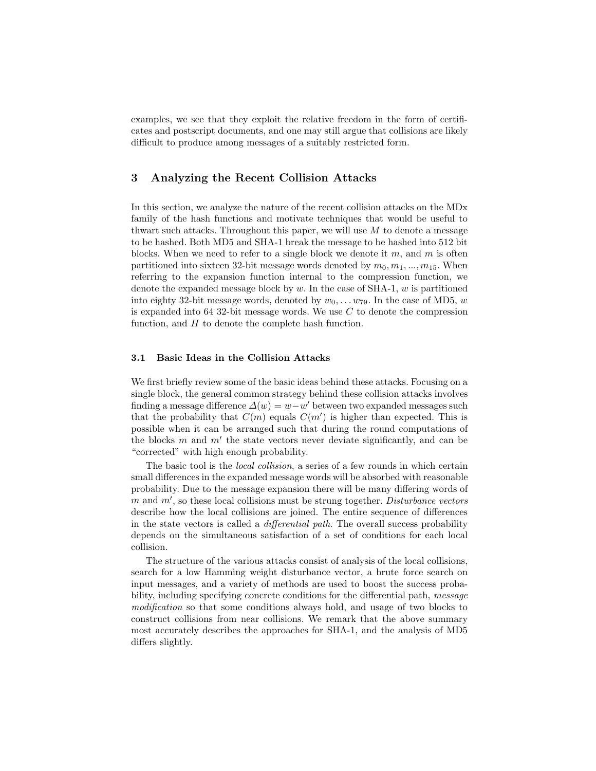examples, we see that they exploit the relative freedom in the form of certificates and postscript documents, and one may still argue that collisions are likely difficult to produce among messages of a suitably restricted form.

## 3 Analyzing the Recent Collision Attacks

In this section, we analyze the nature of the recent collision attacks on the MDx family of the hash functions and motivate techniques that would be useful to thwart such attacks. Throughout this paper, we will use $M$ to denote a message to be hashed. Both MD5 and SHA-1 break the message to be hashed into 512 bit blocks. When we need to refer to a single block we denote it $m$, and $m$ is often partitioned into sixteen 32-bit message words denoted by $m_0, m_1, ..., m_{15}$. When referring to the expansion function internal to the compression function, we denote the expanded message block by $w$. In the case of SHA-1, $w$ is partitioned into eighty 32-bit message words, denoted by $w_0, \ldots w_{79}$. In the case of MD5, $w$ is expanded into 64 32-bit message words. We use $C$ to denote the compression function, and $H$ to denote the complete hash function.

### 3.1 Basic Ideas in the Collision Attacks

We first briefly review some of the basic ideas behind these attacks. Focusing on a single block, the general common strategy behind these collision attacks involves finding a message difference $\Delta(w) = w - w'$ between two expanded messages such that the probability that $C(m)$ equals $C(m')$ is higher than expected. This is possible when it can be arranged such that during the round computations of the blocks $m$ and $m'$ the state vectors never deviate significantly, and can be "corrected" with high enough probability.

The basic tool is the *local collision*, a series of a few rounds in which certain small differences in the expanded message words will be absorbed with reasonable probability. Due to the message expansion there will be many differing words of $m$ and $m'$, so these local collisions must be strung together. *Disturbance vectors* describe how the local collisions are joined. The entire sequence of differences in the state vectors is called a *differential path*. The overall success probability depends on the simultaneous satisfaction of a set of conditions for each local collision.

The structure of the various attacks consist of analysis of the local collisions, search for a low Hamming weight disturbance vector, a brute force search on input messages, and a variety of methods are used to boost the success probability, including specifying concrete conditions for the differential path, *message modification* so that some conditions always hold, and usage of two blocks to construct collisions from near collisions. We remark that the above summary most accurately describes the approaches for SHA-1, and the analysis of MD5 differs slightly.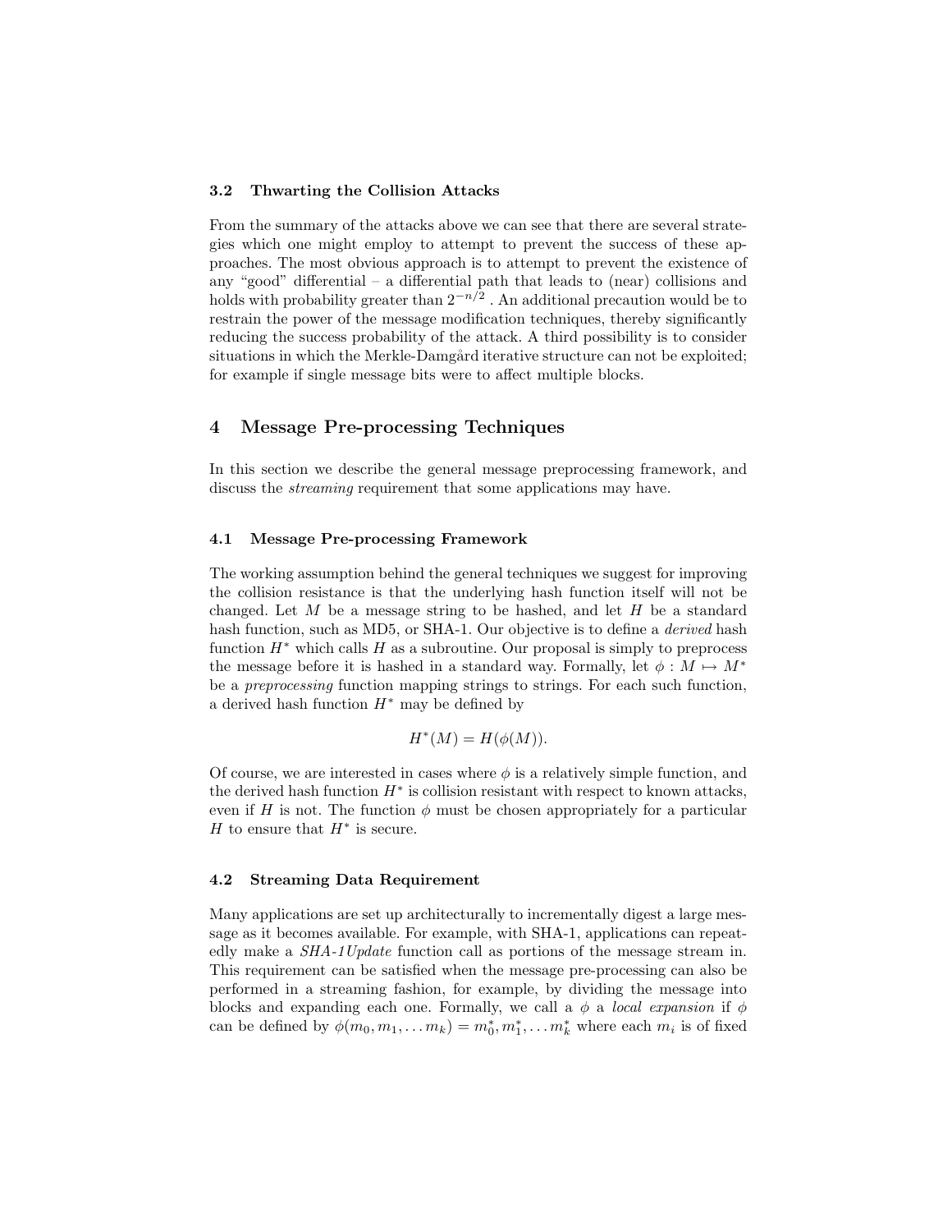### 3.2 Thwarting the Collision Attacks

From the summary of the attacks above we can see that there are several strategies which one might employ to attempt to prevent the success of these approaches. The most obvious approach is to attempt to prevent the existence of any "good" differential – a differential path that leads to (near) collisions and holds with probability greater than $2^{-n/2}$ . An additional precaution would be to restrain the power of the message modification techniques, thereby significantly reducing the success probability of the attack. A third possibility is to consider situations in which the Merkle-Damgård iterative structure can not be exploited; for example if single message bits were to affect multiple blocks.

## 4 Message Pre-processing Techniques

In this section we describe the general message preprocessing framework, and discuss the *streaming* requirement that some applications may have.

### 4.1 Message Pre-processing Framework

The working assumption behind the general techniques we suggest for improving the collision resistance is that the underlying hash function itself will not be changed. Let $M$ be a message string to be hashed, and let $H$ be a standard hash function, such as MD5, or SHA-1. Our objective is to define a *derived* hash function $H^*$ which calls $H$ as a subroutine. Our proposal is simply to preprocess the message before it is hashed in a standard way. Formally, let $\phi : M \mapsto M^*$ be a *preprocessing* function mapping strings to strings. For each such function, a derived hash function $H^*$ may be defined by

$$H^*(M) = H(\phi(M)).$$

Of course, we are interested in cases where $\phi$ is a relatively simple function, and the derived hash function $H^*$ is collision resistant with respect to known attacks, even if $H$ is not. The function $\phi$ must be chosen appropriately for a particular $H$ to ensure that $H^*$ is secure.

### 4.2 Streaming Data Requirement

Many applications are set up architecturally to incrementally digest a large message as it becomes available. For example, with SHA-1, applications can repeatedly make a *SHA-1Update* function call as portions of the message stream in. This requirement can be satisfied when the message pre-processing can also be performed in a streaming fashion, for example, by dividing the message into blocks and expanding each one. Formally, we call a $\phi$ a *local expansion* if $\phi$ can be defined by $\phi(m_0, m_1, \dots m_k) = m_0^*, m_1^*, \dots m_k^*$ where each $m_i$ is of fixed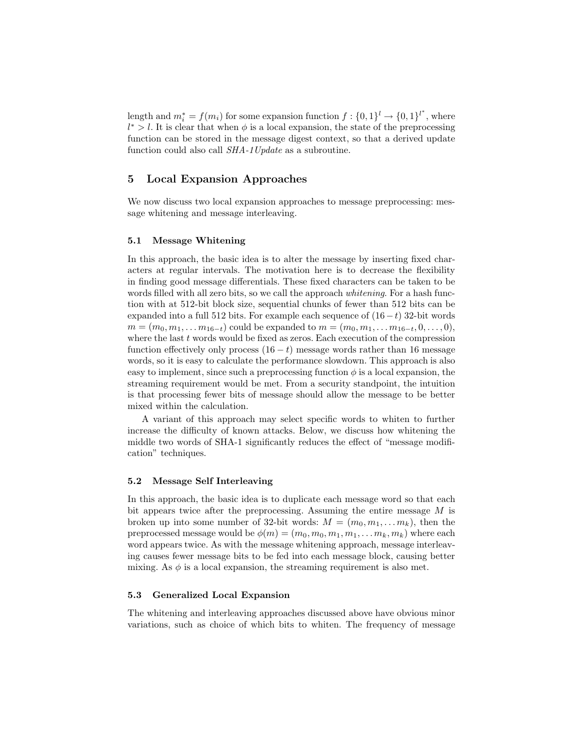length and $m_i^* = f(m_i)$ for some expansion function $f : \{0,1\}^l \rightarrow \{0,1\}^{l^*}$, where $l^* > l$. It is clear that when $\phi$ is a local expansion, the state of the preprocessing function can be stored in the message digest context, so that a derived update function could also call *SHA-1Update* as a subroutine.

## 5 Local Expansion Approaches

We now discuss two local expansion approaches to message preprocessing: message whitening and message interleaving.

### 5.1 Message Whitening

In this approach, the basic idea is to alter the message by inserting fixed characters at regular intervals. The motivation here is to decrease the flexibility in finding good message differentials. These fixed characters can be taken to be words filled with all zero bits, so we call the approach *whitening*. For a hash function with at 512-bit block size, sequential chunks of fewer than 512 bits can be expanded into a full 512 bits. For example each sequence of $(16-t)$ 32-bit words $m = (m_0, m_1, \ldots m_{16-t})$ could be expanded to $m = (m_0, m_1, \ldots m_{16-t}, 0, \ldots, 0)$, where the last $t$ words would be fixed as zeros. Each execution of the compression function effectively only process $(16-t)$ message words rather than 16 message words, so it is easy to calculate the performance slowdown. This approach is also easy to implement, since such a preprocessing function $\phi$ is a local expansion, the streaming requirement would be met. From a security standpoint, the intuition is that processing fewer bits of message should allow the message to be better mixed within the calculation.

A variant of this approach may select specific words to whiten to further increase the difficulty of known attacks. Below, we discuss how whitening the middle two words of SHA-1 significantly reduces the effect of "message modification" techniques.

### 5.2 Message Self Interleaving

In this approach, the basic idea is to duplicate each message word so that each bit appears twice after the preprocessing. Assuming the entire message $M$ is broken up into some number of 32-bit words: $M = (m_0, m_1, \ldots m_k)$, then the preprocessed message would be $\phi(m) = (m_0, m_0, m_1, m_1, \ldots m_k, m_k)$ where each word appears twice. As with the message whitening approach, message interleaving causes fewer message bits to be fed into each message block, causing better mixing. As $\phi$ is a local expansion, the streaming requirement is also met.

### 5.3 Generalized Local Expansion

The whitening and interleaving approaches discussed above have obvious minor variations, such as choice of which bits to whiten. The frequency of message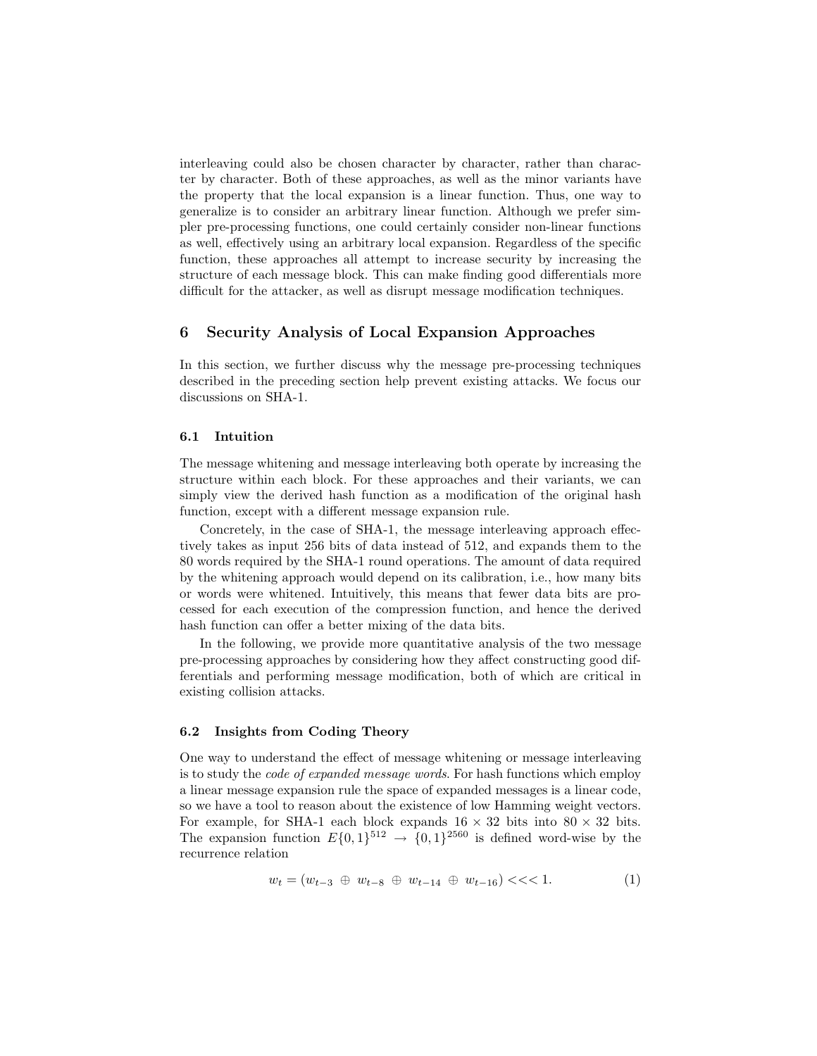interleaving could also be chosen character by character, rather than character by character. Both of these approaches, as well as the minor variants have the property that the local expansion is a linear function. Thus, one way to generalize is to consider an arbitrary linear function. Although we prefer simpler pre-processing functions, one could certainly consider non-linear functions as well, effectively using an arbitrary local expansion. Regardless of the specific function, these approaches all attempt to increase security by increasing the structure of each message block. This can make finding good differentials more difficult for the attacker, as well as disrupt message modification techniques.

## 6 Security Analysis of Local Expansion Approaches

In this section, we further discuss why the message pre-processing techniques described in the preceding section help prevent existing attacks. We focus our discussions on SHA-1.

### 6.1 Intuition

The message whitening and message interleaving both operate by increasing the structure within each block. For these approaches and their variants, we can simply view the derived hash function as a modification of the original hash function, except with a different message expansion rule.

Concretely, in the case of SHA-1, the message interleaving approach effectively takes as input 256 bits of data instead of 512, and expands them to the 80 words required by the SHA-1 round operations. The amount of data required by the whitening approach would depend on its calibration, i.e., how many bits or words were whitened. Intuitively, this means that fewer data bits are processed for each execution of the compression function, and hence the derived hash function can offer a better mixing of the data bits.

In the following, we provide more quantitative analysis of the two message pre-processing approaches by considering how they affect constructing good differentials and performing message modification, both of which are critical in existing collision attacks.

### 6.2 Insights from Coding Theory

One way to understand the effect of message whitening or message interleaving is to study the *code of expanded message words*. For hash functions which employ a linear message expansion rule the space of expanded messages is a linear code, so we have a tool to reason about the existence of low Hamming weight vectors. For example, for SHA-1 each block expands $16 \times 32$ bits into $80 \times 32$ bits. The expansion function $E\{0,1\}^{512} \rightarrow \{0,1\}^{2560}$ is defined word-wise by the recurrence relation

$$w_t = (w_{t-3} \oplus w_{t-8} \oplus w_{t-14} \oplus w_{t-16}) <<< 1. \tag{1}$$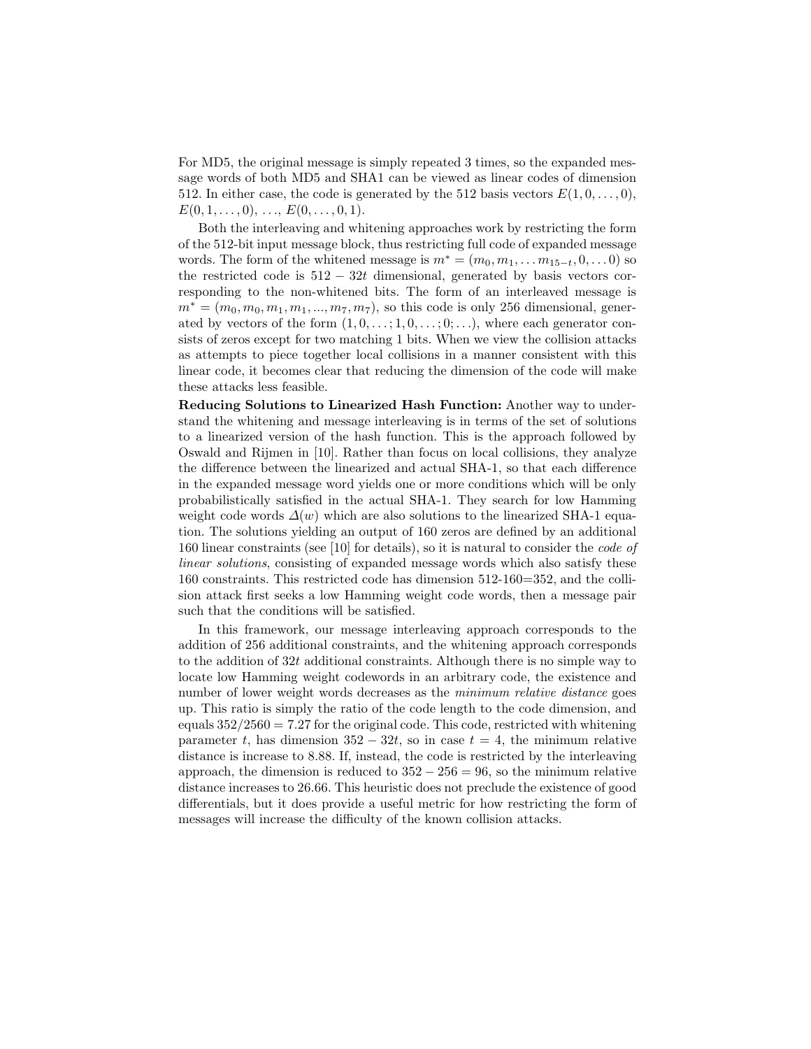For MD5, the original message is simply repeated 3 times, so the expanded message words of both MD5 and SHA1 can be viewed as linear codes of dimension 512. In either case, the code is generated by the 512 basis vectors $E(1, 0, \ldots, 0)$, $E(0, 1, \ldots, 0)$, $\ldots$, $E(0, \ldots, 0, 1)$.

Both the interleaving and whitening approaches work by restricting the form of the 512-bit input message block, thus restricting full code of expanded message words. The form of the whitened message is $m^* = (m_0, m_1, \ldots m_{15-t}, 0, \ldots 0)$ so the restricted code is $512 - 32t$ dimensional, generated by basis vectors corresponding to the non-whitened bits. The form of an interleaved message is $m^* = (m_0, m_0, m_1, m_1, ..., m_7, m_7)$, so this code is only 256 dimensional, generated by vectors of the form $(1, 0, \ldots; 1, 0, \ldots; 0; \ldots)$, where each generator consists of zeros except for two matching 1 bits. When we view the collision attacks as attempts to piece together local collisions in a manner consistent with this linear code, it becomes clear that reducing the dimension of the code will make these attacks less feasible.

**Reducing Solutions to Linearized Hash Function:** Another way to understand the whitening and message interleaving is in terms of the set of solutions to a linearized version of the hash function. This is the approach followed by Oswald and Rijmen in [10]. Rather than focus on local collisions, they analyze the difference between the linearized and actual SHA-1, so that each difference in the expanded message word yields one or more conditions which will be only probabilistically satisfied in the actual SHA-1. They search for low Hamming weight code words $\Delta(w)$ which are also solutions to the linearized SHA-1 equation. The solutions yielding an output of 160 zeros are defined by an additional 160 linear constraints (see [10] for details), so it is natural to consider the *code of linear solutions*, consisting of expanded message words which also satisfy these 160 constraints. This restricted code has dimension 512-160=352, and the collision attack first seeks a low Hamming weight code words, then a message pair such that the conditions will be satisfied.

In this framework, our message interleaving approach corresponds to the addition of 256 additional constraints, and the whitening approach corresponds to the addition of $32t$ additional constraints. Although there is no simple way to locate low Hamming weight codewords in an arbitrary code, the existence and number of lower weight words decreases as the *minimum relative distance* goes up. This ratio is simply the ratio of the code length to the code dimension, and equals $352/2560 = 7.27$ for the original code. This code, restricted with whitening parameter $t$, has dimension $352 - 32t$, so in case $t = 4$, the minimum relative distance is increase to 8.88. If, instead, the code is restricted by the interleaving approach, the dimension is reduced to $352 - 256 = 96$, so the minimum relative distance increases to 26.66. This heuristic does not preclude the existence of good differentials, but it does provide a useful metric for how restricting the form of messages will increase the difficulty of the known collision attacks.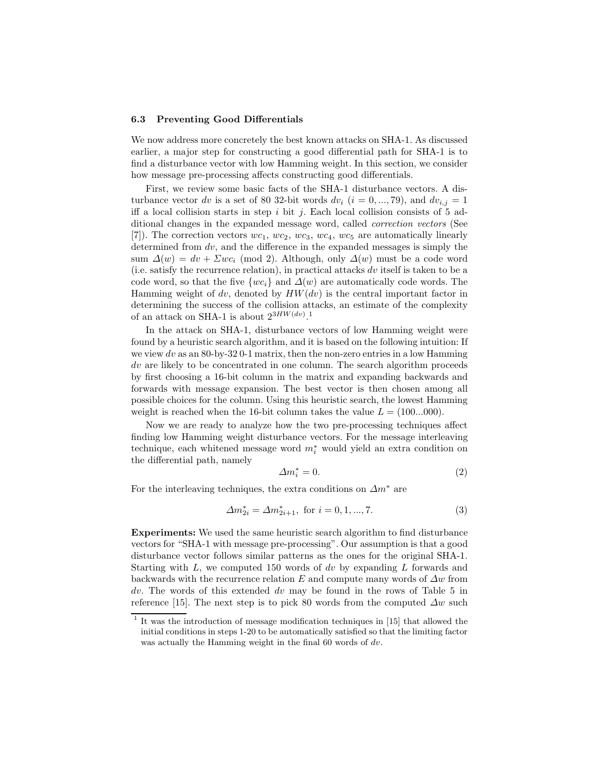### 6.3 Preventing Good Differentials

We now address more concretely the best known attacks on SHA-1. As discussed earlier, a major step for constructing a good differential path for SHA-1 is to find a disturbance vector with low Hamming weight. In this section, we consider how message pre-processing affects constructing good differentials.

First, we review some basic facts of the SHA-1 disturbance vectors. A disturbance vector $dv$ is a set of 80 32-bit words $dv_i$ $(i = 0, ..., 79)$, and $dv_{i,j} = 1$ iff a local collision starts in step $i$ bit $j$. Each local collision consists of 5 additional changes in the expanded message word, called *correction vectors* (See [7]). The correction vectors $wc_1$, $wc_2$, $wc_3$, $wc_4$, $wc_5$ are automatically linearly determined from $dv$, and the difference in the expanded messages is simply the sum $\Delta(w) = dv + \Sigma wc_i \pmod 2$. Although, only $\Delta(w)$ must be a code word (i.e. satisfy the recurrence relation), in practical attacks $dv$ itself is taken to be a code word, so that the five $\{wc_i\}$ and $\Delta(w)$ are automatically code words. The Hamming weight of $dv$, denoted by $HW(dv)$ is the central important factor in determining the success of the collision attacks, an estimate of the complexity of an attack on SHA-1 is about $2^{3HW(dv)}$.[1]

In the attack on SHA-1, disturbance vectors of low Hamming weight were found by a heuristic search algorithm, and it is based on the following intuition: If we view $dv$ as an 80-by-32 0-1 matrix, then the non-zero entries in a low Hamming $dv$ are likely to be concentrated in one column. The search algorithm proceeds by first choosing a 16-bit column in the matrix and expanding backwards and forwards with message expansion. The best vector is then chosen among all possible choices for the column. Using this heuristic search, the lowest Hamming weight is reached when the 16-bit column takes the value $L = (100...000)$.

Now we are ready to analyze how the two pre-processing techniques affect finding low Hamming weight disturbance vectors. For the message interleaving technique, each whitened message word $m_i^*$ would yield an extra condition on the differential path, namely

$$\Delta m_i^* = 0. \tag{2}$$

For the interleaving techniques, the extra conditions on $\Delta m^*$ are

$$\Delta m_{2i}^* = \Delta m_{2i+1}^*, \text{ for } i = 0, 1, ..., 7. \tag{3}$$

**Experiments:** We used the same heuristic search algorithm to find disturbance vectors for "SHA-1 with message pre-processing". Our assumption is that a good disturbance vector follows similar patterns as the ones for the original SHA-1. Starting with $L$, we computed 150 words of $dv$ by expanding $L$ forwards and backwards with the recurrence relation $E$ and compute many words of $\Delta w$ from $dv$. The words of this extended $dv$ may be found in the rows of Table 5 in reference [15]. The next step is to pick 80 words from the computed $\Delta w$ such

---

[1] It was the introduction of message modification techniques in [15] that allowed the initial conditions in steps 1-20 to be automatically satisfied so that the limiting factor was actually the Hamming weight in the final 60 words of $dv$.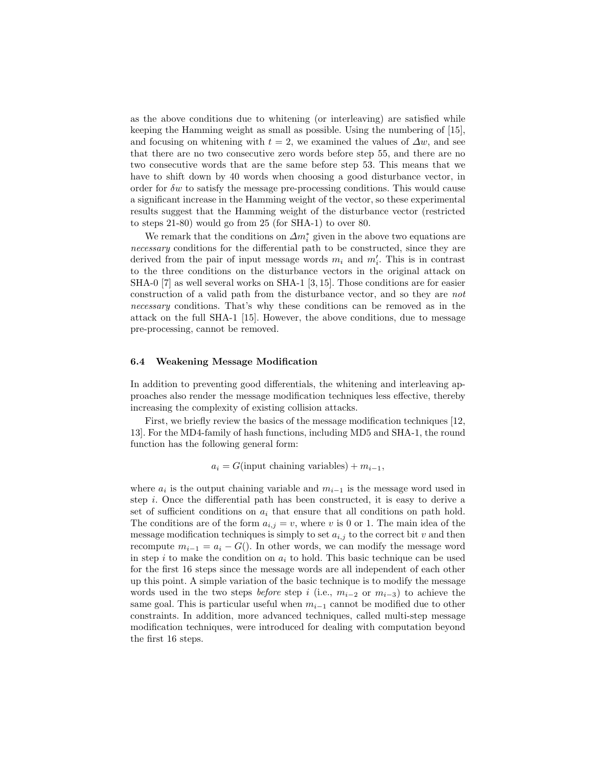as the above conditions due to whitening (or interleaving) are satisfied while keeping the Hamming weight as small as possible. Using the numbering of [15], and focusing on whitening with $t = 2$, we examined the values of $\Delta w$, and see that there are no two consecutive zero words before step 55, and there are no two consecutive words that are the same before step 53. This means that we have to shift down by 40 words when choosing a good disturbance vector, in order for $\delta w$ to satisfy the message pre-processing conditions. This would cause a significant increase in the Hamming weight of the vector, so these experimental results suggest that the Hamming weight of the disturbance vector (restricted to steps 21-80) would go from 25 (for SHA-1) to over 80.

We remark that the conditions on $\Delta m_i^*$ given in the above two equations are *necessary* conditions for the differential path to be constructed, since they are derived from the pair of input message words $m_i$ and $m_i'$. This is in contrast to the three conditions on the disturbance vectors in the original attack on SHA-0 [7] as well several works on SHA-1 [3, 15]. Those conditions are for easier construction of a valid path from the disturbance vector, and so they are *not necessary* conditions. That's why these conditions can be removed as in the attack on the full SHA-1 [15]. However, the above conditions, due to message pre-processing, cannot be removed.

### 6.4 Weakening Message Modification

In addition to preventing good differentials, the whitening and interleaving approaches also render the message modification techniques less effective, thereby increasing the complexity of existing collision attacks.

First, we briefly review the basics of the message modification techniques [12, 13]. For the MD4-family of hash functions, including MD5 and SHA-1, the round function has the following general form:

$$a_i = G(\text{input chaining variables}) + m_{i-1},$$

where $a_i$ is the output chaining variable and $m_{i-1}$ is the message word used in step $i$. Once the differential path has been constructed, it is easy to derive a set of sufficient conditions on $a_i$ that ensure that all conditions on path hold. The conditions are of the form $a_{i,j} = v$, where $v$ is 0 or 1. The main idea of the message modification techniques is simply to set $a_{i,j}$ to the correct bit $v$ and then recompute $m_{i-1} = a_i - G()$. In other words, we can modify the message word in step $i$ to make the condition on $a_i$ to hold. This basic technique can be used for the first 16 steps since the message words are all independent of each other up this point. A simple variation of the basic technique is to modify the message words used in the two steps *before* step $i$ (i.e., $m_{i-2}$ or $m_{i-3}$) to achieve the same goal. This is particular useful when $m_{i-1}$ cannot be modified due to other constraints. In addition, more advanced techniques, called multi-step message modification techniques, were introduced for dealing with computation beyond the first 16 steps.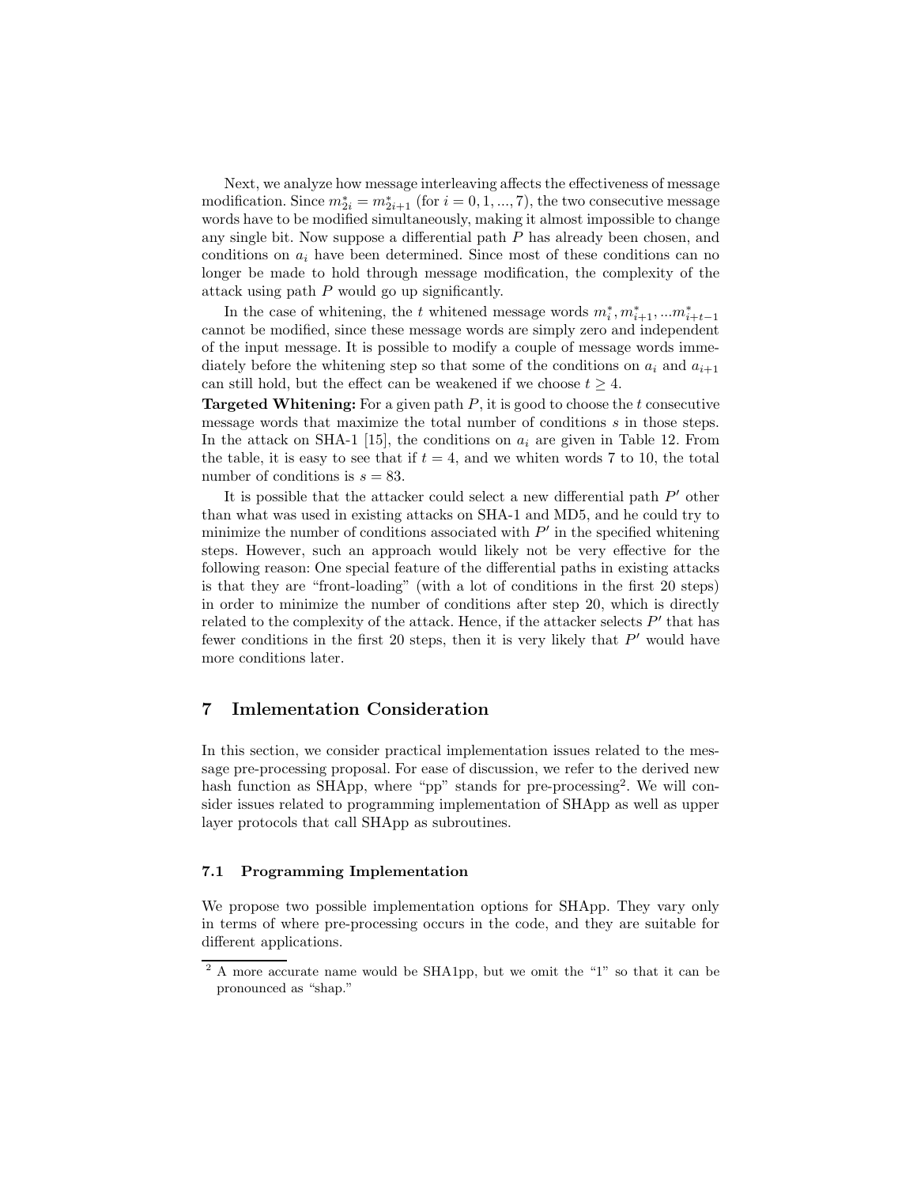Next, we analyze how message interleaving affects the effectiveness of message modification. Since $m^*_{2i} = m^*_{2i+1}$ (for $i = 0, 1, ..., 7$), the two consecutive message words have to be modified simultaneously, making it almost impossible to change any single bit. Now suppose a differential path $P$ has already been chosen, and conditions on $a_i$ have been determined. Since most of these conditions can no longer be made to hold through message modification, the complexity of the attack using path $P$ would go up significantly.

In the case of whitening, the $t$ whitened message words $m^*_i, m^*_{i+1}, ...m^*_{i+t-1}$ cannot be modified, since these message words are simply zero and independent of the input message. It is possible to modify a couple of message words immediately before the whitening step so that some of the conditions on $a_i$ and $a_{i+1}$ can still hold, but the effect can be weakened if we choose $t \geq 4$.

**Targeted Whitening:** For a given path $P$, it is good to choose the $t$ consecutive message words that maximize the total number of conditions $s$ in those steps. In the attack on SHA-1 [15], the conditions on $a_i$ are given in Table 12. From the table, it is easy to see that if $t = 4$, and we whiten words 7 to 10, the total number of conditions is $s = 83$.

It is possible that the attacker could select a new differential path $P'$ other than what was used in existing attacks on SHA-1 and MD5, and he could try to minimize the number of conditions associated with $P'$ in the specified whitening steps. However, such an approach would likely not be very effective for the following reason: One special feature of the differential paths in existing attacks is that they are "front-loading" (with a lot of conditions in the first 20 steps) in order to minimize the number of conditions after step 20, which is directly related to the complexity of the attack. Hence, if the attacker selects $P'$ that has fewer conditions in the first 20 steps, then it is very likely that $P'$ would have more conditions later.

## 7 Imlementation Consideration

In this section, we consider practical implementation issues related to the message pre-processing proposal. For ease of discussion, we refer to the derived new hash function as SHApp, where "pp" stands for pre-processing[2]. We will consider issues related to programming implementation of SHApp as well as upper layer protocols that call SHApp as subroutines.

### 7.1 Programming Implementation

We propose two possible implementation options for SHApp. They vary only in terms of where pre-processing occurs in the code, and they are suitable for different applications.

[2] A more accurate name would be SHA1pp, but we omit the "1" so that it can be pronounced as "shap."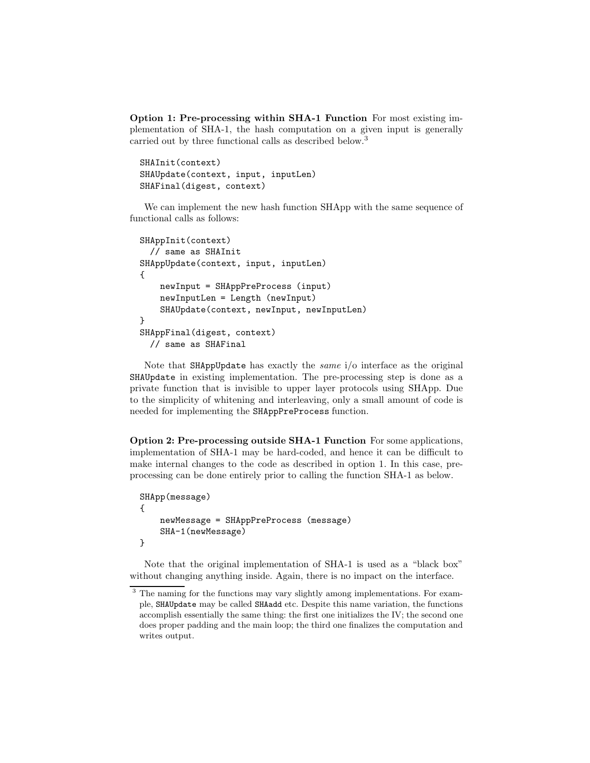**Option 1: Pre-processing within SHA-1 Function** For most existing implementation of SHA-1, the hash computation on a given input is generally carried out by three functional calls as described below.[3]

```
SHAInit(context)
SHAUpdate(context, input, inputLen)
SHAFinal(digest, context)
```

We can implement the new hash function SHApp with the same sequence of functional calls as follows:

```
SHAppInit(context)
  // same as SHAInit
SHAppUpdate(context, input, inputLen)
{
    newInput = SHAppPreProcess (input)
    newInputLen = Length (newInput)
    SHAUpdate(context, newInput, newInputLen)
}
SHAppFinal(digest, context)
  // same as SHAFinal
```

Note that `SHAppUpdate` has exactly the *same* i/o interface as the original `SHAUpdate` in existing implementation. The pre-processing step is done as a private function that is invisible to upper layer protocols using SHApp. Due to the simplicity of whitening and interleaving, only a small amount of code is needed for implementing the `SHAppPreProcess` function.

**Option 2: Pre-processing outside SHA-1 Function** For some applications, implementation of SHA-1 may be hard-coded, and hence it can be difficult to make internal changes to the code as described in option 1. In this case, pre-processing can be done entirely prior to calling the function SHA-1 as below.

```
SHApp(message)
{
    newMessage = SHAppPreProcess (message)
    SHA-1(newMessage)
}
```

Note that the original implementation of SHA-1 is used as a "black box" without changing anything inside. Again, there is no impact on the interface.

[3] The naming for the functions may vary slightly among implementations. For example, `SHAUpdate` may be called `SHAadd` etc. Despite this name variation, the functions accomplish essentially the same thing: the first one initializes the IV; the second one does proper padding and the main loop; the third one finalizes the computation and writes output.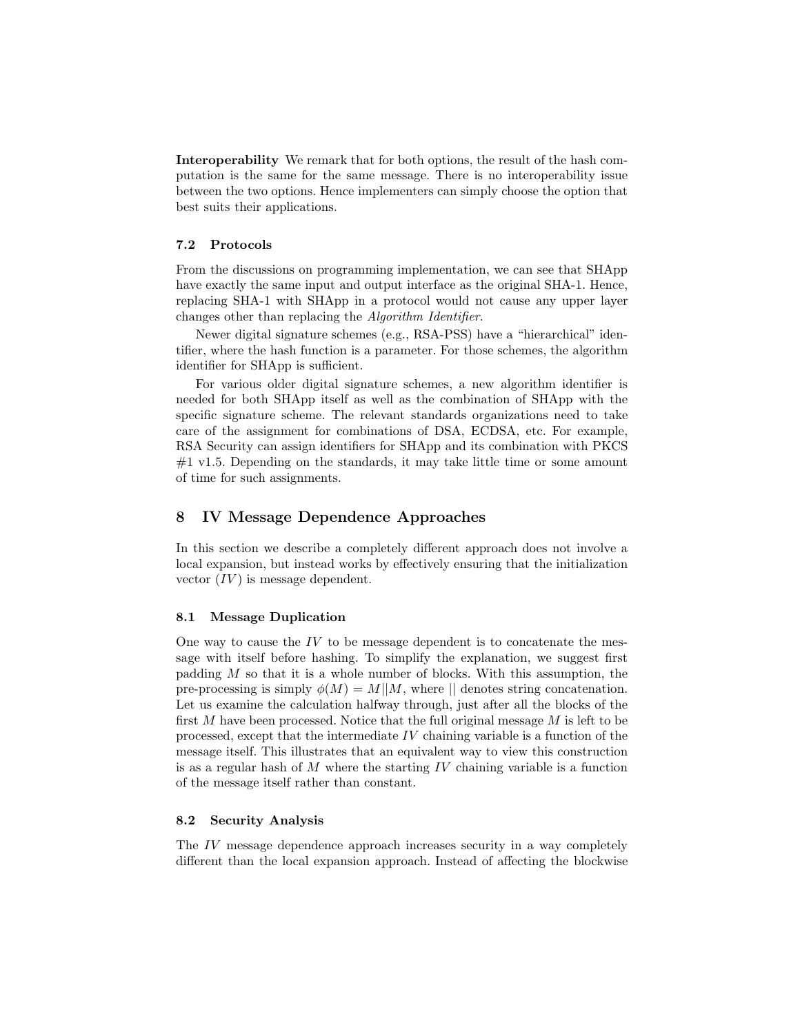**Interoperability** We remark that for both options, the result of the hash computation is the same for the same message. There is no interoperability issue between the two options. Hence implementers can simply choose the option that best suits their applications.

### 7.2 Protocols

From the discussions on programming implementation, we can see that SHApp have exactly the same input and output interface as the original SHA-1. Hence, replacing SHA-1 with SHApp in a protocol would not cause any upper layer changes other than replacing the *Algorithm Identifier*.

Newer digital signature schemes (e.g., RSA-PSS) have a "hierarchical" identifier, where the hash function is a parameter. For those schemes, the algorithm identifier for SHApp is sufficient.

For various older digital signature schemes, a new algorithm identifier is needed for both SHApp itself as well as the combination of SHApp with the specific signature scheme. The relevant standards organizations need to take care of the assignment for combinations of DSA, ECDSA, etc. For example, RSA Security can assign identifiers for SHApp and its combination with PKCS #1 v1.5. Depending on the standards, it may take little time or some amount of time for such assignments.

## 8 IV Message Dependence Approaches

In this section we describe a completely different approach does not involve a local expansion, but instead works by effectively ensuring that the initialization vector ($IV$) is message dependent.

### 8.1 Message Duplication

One way to cause the $IV$ to be message dependent is to concatenate the message with itself before hashing. To simplify the explanation, we suggest first padding $M$ so that it is a whole number of blocks. With this assumption, the pre-processing is simply $\phi(M) = M||M$, where $||$ denotes string concatenation. Let us examine the calculation halfway through, just after all the blocks of the first $M$ have been processed. Notice that the full original message $M$ is left to be processed, except that the intermediate $IV$ chaining variable is a function of the message itself. This illustrates that an equivalent way to view this construction is as a regular hash of $M$ where the starting $IV$ chaining variable is a function of the message itself rather than constant.

### 8.2 Security Analysis

The $IV$ message dependence approach increases security in a way completely different than the local expansion approach. Instead of affecting the blockwise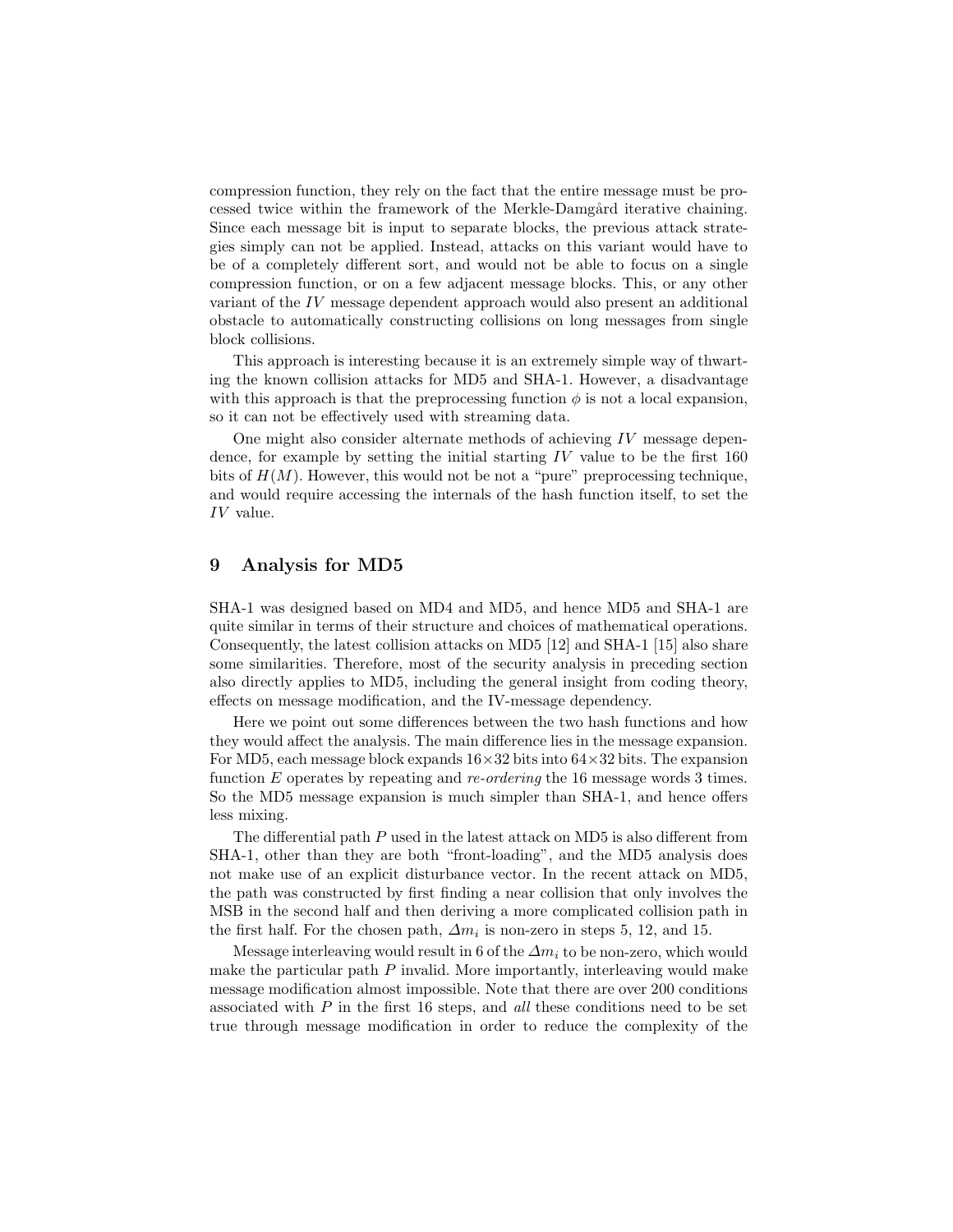compression function, they rely on the fact that the entire message must be processed twice within the framework of the Merkle-Damgård iterative chaining. Since each message bit is input to separate blocks, the previous attack strategies simply can not be applied. Instead, attacks on this variant would have to be of a completely different sort, and would not be able to focus on a single compression function, or on a few adjacent message blocks. This, or any other variant of the $IV$ message dependent approach would also present an additional obstacle to automatically constructing collisions on long messages from single block collisions.

This approach is interesting because it is an extremely simple way of thwarting the known collision attacks for MD5 and SHA-1. However, a disadvantage with this approach is that the preprocessing function $\phi$ is not a local expansion, so it can not be effectively used with streaming data.

One might also consider alternate methods of achieving $IV$ message dependence, for example by setting the initial starting $IV$ value to be the first 160 bits of $H(M)$. However, this would be not be not a "pure" preprocessing technique, and would require accessing the internals of the hash function itself, to set the $IV$ value.

## 9 Analysis for MD5

SHA-1 was designed based on MD4 and MD5, and hence MD5 and SHA-1 are quite similar in terms of their structure and choices of mathematical operations. Consequently, the latest collision attacks on MD5 [12] and SHA-1 [15] also share some similarities. Therefore, most of the security analysis in preceding section also directly applies to MD5, including the general insight from coding theory, effects on message modification, and the IV-message dependency.

Here we point out some differences between the two hash functions and how they would affect the analysis. The main difference lies in the message expansion. For MD5, each message block expands $16 \times 32$ bits into $64 \times 32$ bits. The expansion function $E$ operates by repeating and *re-ordering* the 16 message words 3 times. So the MD5 message expansion is much simpler than SHA-1, and hence offers less mixing.

The differential path $P$ used in the latest attack on MD5 is also different from SHA-1, other than they are both "front-loading", and the MD5 analysis does not make use of an explicit disturbance vector. In the recent attack on MD5, the path was constructed by first finding a near collision that only involves the MSB in the second half and then deriving a more complicated collision path in the first half. For the chosen path, $\Delta m_i$ is non-zero in steps 5, 12, and 15.

Message interleaving would result in 6 of the $\Delta m_i$ to be non-zero, which would make the particular path $P$ invalid. More importantly, interleaving would make message modification almost impossible. Note that there are over 200 conditions associated with $P$ in the first 16 steps, and *all* these conditions need to be set true through message modification in order to reduce the complexity of the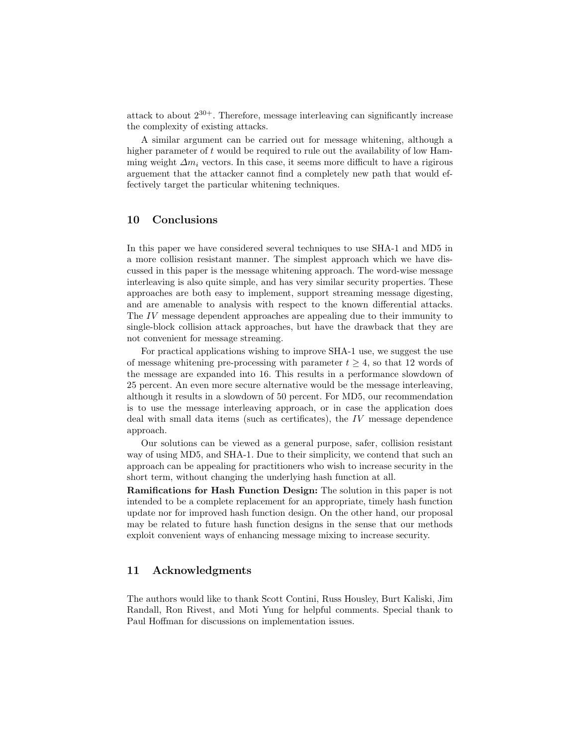attack to about $2^{30+}$. Therefore, message interleaving can significantly increase the complexity of existing attacks.

A similar argument can be carried out for message whitening, although a higher parameter of $t$ would be required to rule out the availability of low Hamming weight $\Delta m_i$ vectors. In this case, it seems more difficult to have a rigirous arguement that the attacker cannot find a completely new path that would effectively target the particular whitening techniques.

## 10 Conclusions

In this paper we have considered several techniques to use SHA-1 and MD5 in a more collision resistant manner. The simplest approach which we have discussed in this paper is the message whitening approach. The word-wise message interleaving is also quite simple, and has very similar security properties. These approaches are both easy to implement, support streaming message digesting, and are amenable to analysis with respect to the known differential attacks. The $IV$ message dependent approaches are appealing due to their immunity to single-block collision attack approaches, but have the drawback that they are not convenient for message streaming.

For practical applications wishing to improve SHA-1 use, we suggest the use of message whitening pre-processing with parameter $t \geq 4$, so that 12 words of the message are expanded into 16. This results in a performance slowdown of 25 percent. An even more secure alternative would be the message interleaving, although it results in a slowdown of 50 percent. For MD5, our recommendation is to use the message interleaving approach, or in case the application does deal with small data items (such as certificates), the $IV$ message dependence approach.

Our solutions can be viewed as a general purpose, safer, collision resistant way of using MD5, and SHA-1. Due to their simplicity, we contend that such an approach can be appealing for practitioners who wish to increase security in the short term, without changing the underlying hash function at all.

**Ramifications for Hash Function Design:** The solution in this paper is not intended to be a complete replacement for an appropriate, timely hash function update nor for improved hash function design. On the other hand, our proposal may be related to future hash function designs in the sense that our methods exploit convenient ways of enhancing message mixing to increase security.

## 11 Acknowledgments

The authors would like to thank Scott Contini, Russ Housley, Burt Kaliski, Jim Randall, Ron Rivest, and Moti Yung for helpful comments. Special thank to Paul Hoffman for discussions on implementation issues.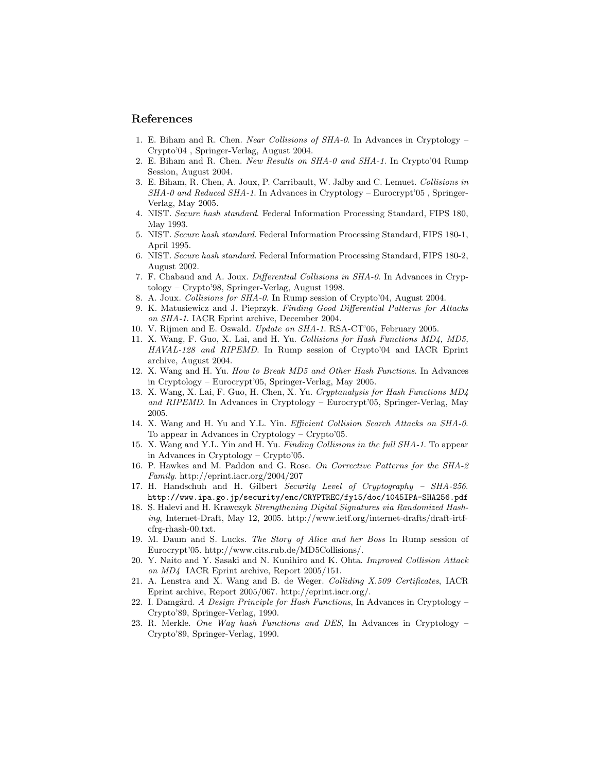## References

1. E. Biham and R. Chen. *Near Collisions of SHA-0*. In Advances in Cryptology – Crypto'04 , Springer-Verlag, August 2004.
2. E. Biham and R. Chen. *New Results on SHA-0 and SHA-1*. In Crypto'04 Rump Session, August 2004.
3. E. Biham, R. Chen, A. Joux, P. Carribault, W. Jalby and C. Lemuet. *Collisions in SHA-0 and Reduced SHA-1*. In Advances in Cryptology – Eurocrypt'05 , Springer-Verlag, May 2005.
4. NIST. *Secure hash standard*. Federal Information Processing Standard, FIPS 180, May 1993.
5. NIST. *Secure hash standard*. Federal Information Processing Standard, FIPS 180-1, April 1995.
6. NIST. *Secure hash standard*. Federal Information Processing Standard, FIPS 180-2, August 2002.
7. F. Chabaud and A. Joux. *Differential Collisions in SHA-0*. In Advances in Cryptology – Crypto'98, Springer-Verlag, August 1998.
8. A. Joux. *Collisions for SHA-0*. In Rump session of Crypto'04, August 2004.
9. K. Matusiewicz and J. Pieprzyk. *Finding Good Differential Patterns for Attacks on SHA-1*. IACR Eprint archive, December 2004.
10. V. Rijmen and E. Oswald. *Update on SHA-1*. RSA-CT'05, February 2005.
11. X. Wang, F. Guo, X. Lai, and H. Yu. *Collisions for Hash Functions MD4, MD5, HAVAL-128 and RIPEMD*. In Rump session of Crypto'04 and IACR Eprint archive, August 2004.
12. X. Wang and H. Yu. *How to Break MD5 and Other Hash Functions*. In Advances in Cryptology – Eurocrypt'05, Springer-Verlag, May 2005.
13. X. Wang, X. Lai, F. Guo, H. Chen, X. Yu. *Cryptanalysis for Hash Functions MD4 and RIPEMD*. In Advances in Cryptology – Eurocrypt'05, Springer-Verlag, May 2005.
14. X. Wang and H. Yu and Y.L. Yin. *Efficient Collision Search Attacks on SHA-0*. To appear in Advances in Cryptology – Crypto'05.
15. X. Wang and Y.L. Yin and H. Yu. *Finding Collisions in the full SHA-1*. To appear in Advances in Cryptology – Crypto'05.
16. P. Hawkes and M. Paddon and G. Rose. *On Corrective Patterns for the SHA-2 Family*. http://eprint.iacr.org/2004/207
17. H. Handschuh and H. Gilbert *Security Level of Cryptography – SHA-256*. http://www.ipa.go.jp/security/enc/CRYPTREC/fy15/doc/1045IPA-SHA256.pdf
18. S. Halevi and H. Krawczyk *Strengthening Digital Signatures via Randomized Hashing*, Internet-Draft, May 12, 2005. http://www.ietf.org/internet-drafts/draft-irtf-cfrg-rhash-00.txt.
19. M. Daum and S. Lucks. *The Story of Alice and her Boss* In Rump session of Eurocrypt'05. http://www.cits.rub.de/MD5Collisions/.
20. Y. Naito and Y. Sasaki and N. Kunihiro and K. Ohta. *Improved Collision Attack on MD4* IACR Eprint archive, Report 2005/151.
21. A. Lenstra and X. Wang and B. de Weger. *Colliding X.509 Certificates*, IACR Eprint archive, Report 2005/067. http://eprint.iacr.org/.
22. I. Damgård. *A Design Principle for Hash Functions*, In Advances in Cryptology – Crypto'89, Springer-Verlag, 1990.
23. R. Merkle. *One Way hash Functions and DES*, In Advances in Cryptology – Crypto'89, Springer-Verlag, 1990.